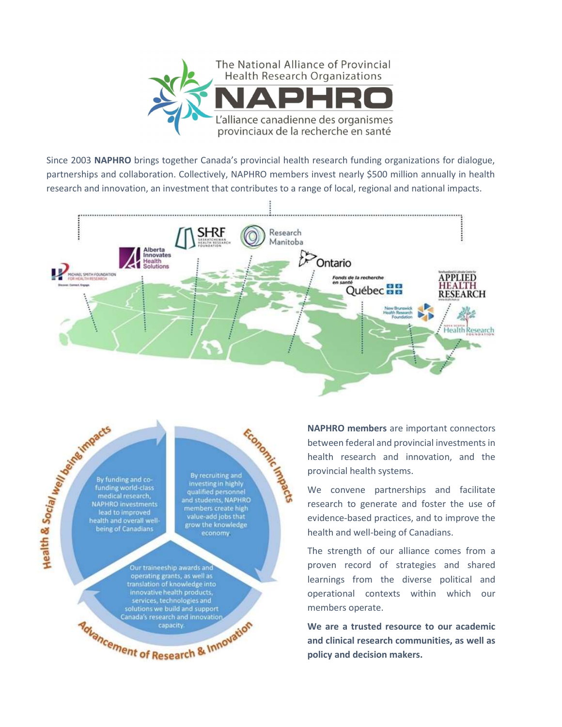# The National Alliance of Provincial Health Research Organizations

# NAPHRO

L'alliance canadienne des organismes provinciaux de la recherche en santé

Since 2003 **NAPHRO** brings together Canada's provincial health research funding organizations for dialogue, partnerships and collaboration. Collectively, NAPHRO members invest nearly $500 million annually in health research and innovation, an investment that contributes to a range of local, regional and national impacts.

Michael Smith Foundation for Health Research — Alberta Innovates Health Solutions — SHRF Saskatchewan Health Research Foundation — Research Manitoba — Ontario — Fonds de la recherche en santé Québec — New Brunswick Health Research Foundation — Nova Scotia Health Research Foundation — Newfoundland & Labrador Centre for Applied Health Research

**Health & Social well being impacts:** By funding and co-funding world-class medical research, NAPHRO investments lead to improved health and overall well-being of Canadians

**Economic Impacts:** By recruiting and investing in highly qualified personnel and students, NAPHRO members create high value-add jobs that grow the knowledge economy

**Advancement of Research & Innovation:** Our traineeship awards and operating grants, as well as translation of knowledge into innovative health products, services, technologies and solutions we build and support Canada's research and innovation capacity.

**NAPHRO members** are important connectors between federal and provincial investments in health research and innovation, and the provincial health systems.

We convene partnerships and facilitate research to generate and foster the use of evidence-based practices, and to improve the health and well-being of Canadians.

The strength of our alliance comes from a proven record of strategies and shared learnings from the diverse political and operational contexts within which our members operate.

**We are a trusted resource to our academic and clinical research communities, as well as policy and decision makers.**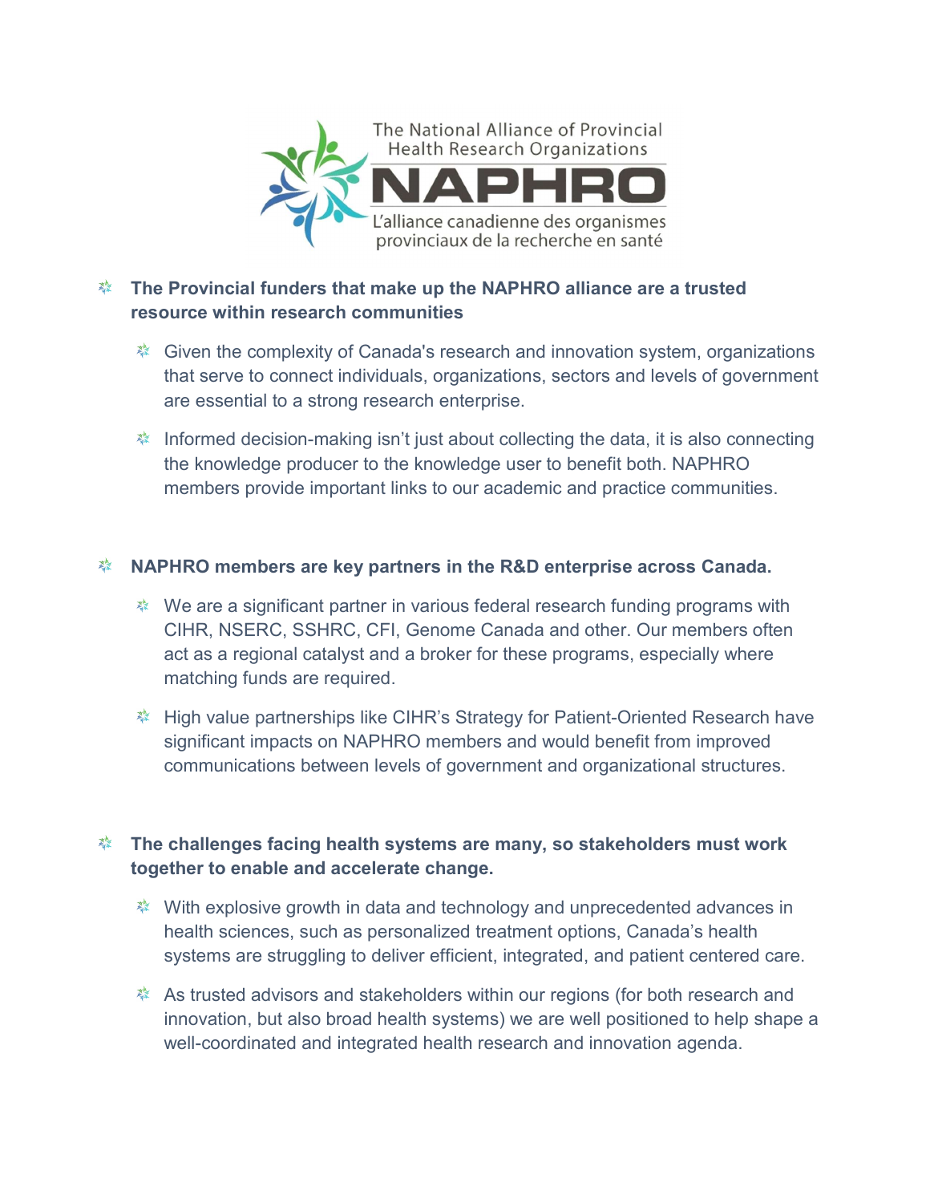The National Alliance of Provincial Health Research Organizations

**NAPHRO**

L'alliance canadienne des organismes provinciaux de la recherche en santé

- **The Provincial funders that make up the NAPHRO alliance are a trusted resource within research communities**
  - Given the complexity of Canada's research and innovation system, organizations that serve to connect individuals, organizations, sectors and levels of government are essential to a strong research enterprise.
  - Informed decision-making isn't just about collecting the data, it is also connecting the knowledge producer to the knowledge user to benefit both. NAPHRO members provide important links to our academic and practice communities.

- **NAPHRO members are key partners in the R&D enterprise across Canada.**
  - We are a significant partner in various federal research funding programs with CIHR, NSERC, SSHRC, CFI, Genome Canada and other. Our members often act as a regional catalyst and a broker for these programs, especially where matching funds are required.
  - High value partnerships like CIHR's Strategy for Patient-Oriented Research have significant impacts on NAPHRO members and would benefit from improved communications between levels of government and organizational structures.

- **The challenges facing health systems are many, so stakeholders must work together to enable and accelerate change.**
  - With explosive growth in data and technology and unprecedented advances in health sciences, such as personalized treatment options, Canada's health systems are struggling to deliver efficient, integrated, and patient centered care.
  - As trusted advisors and stakeholders within our regions (for both research and innovation, but also broad health systems) we are well positioned to help shape a well-coordinated and integrated health research and innovation agenda.